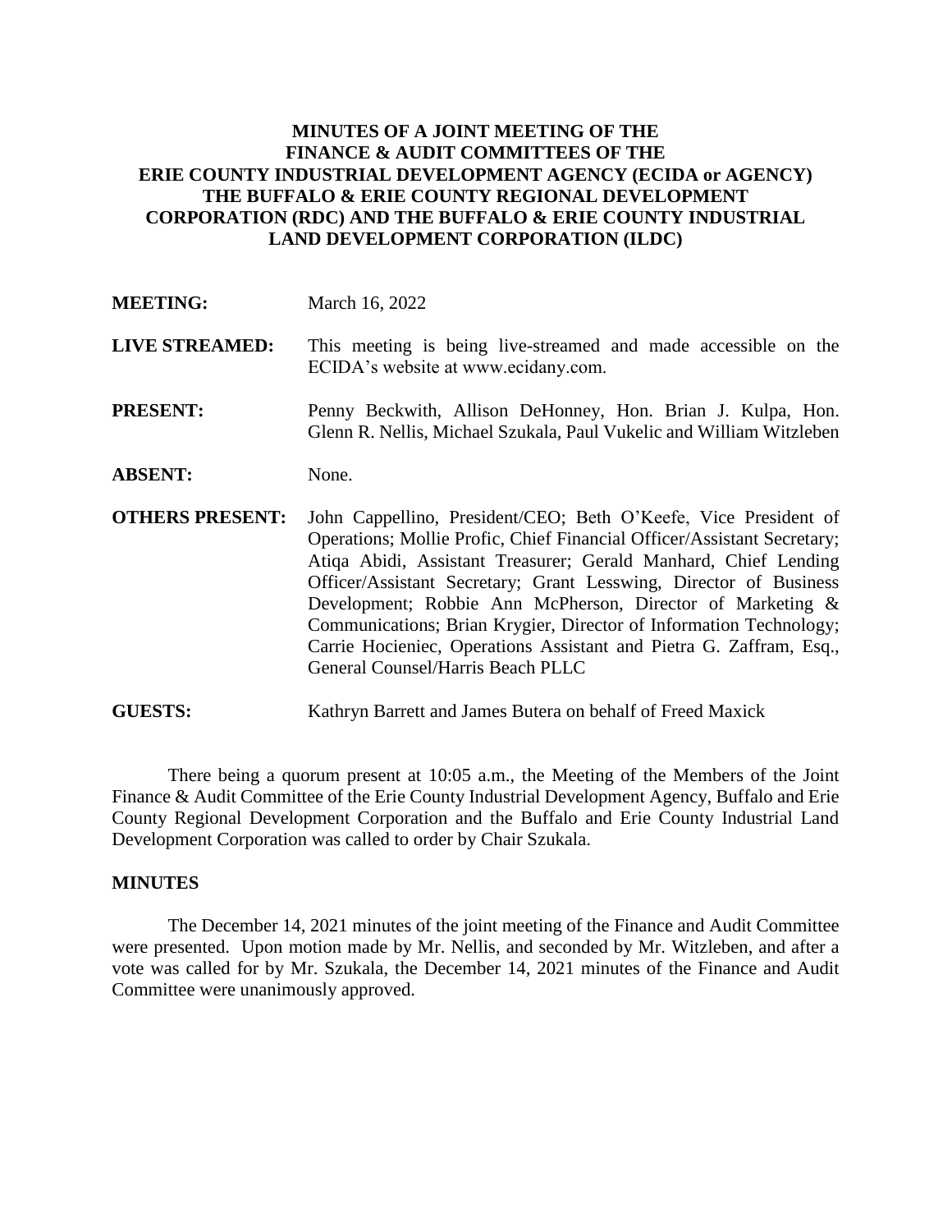# MINUTES OF A JOINT MEETING OF THE FINANCE & AUDIT COMMITTEES OF THE ERIE COUNTY INDUSTRIAL DEVELOPMENT AGENCY (ECIDA or AGENCY) THE BUFFALO & ERIE COUNTY REGIONAL DEVELOPMENT CORPORATION (RDC) AND THE BUFFALO & ERIE COUNTY INDUSTRIAL LAND DEVELOPMENT CORPORATION (ILDC)

**MEETING:** March 16, 2022

**LIVE STREAMED:** This meeting is being live-streamed and made accessible on the ECIDA's website at www.ecidany.com.

**PRESENT:** Penny Beckwith, Allison DeHonney, Hon. Brian J. Kulpa, Hon. Glenn R. Nellis, Michael Szukala, Paul Vukelic and William Witzleben

**ABSENT:** None.

**OTHERS PRESENT:** John Cappellino, President/CEO; Beth O'Keefe, Vice President of Operations; Mollie Profic, Chief Financial Officer/Assistant Secretary; Atiqa Abidi, Assistant Treasurer; Gerald Manhard, Chief Lending Officer/Assistant Secretary; Grant Lesswing, Director of Business Development; Robbie Ann McPherson, Director of Marketing & Communications; Brian Krygier, Director of Information Technology; Carrie Hocieniec, Operations Assistant and Pietra G. Zaffram, Esq., General Counsel/Harris Beach PLLC

**GUESTS:** Kathryn Barrett and James Butera on behalf of Freed Maxick

There being a quorum present at 10:05 a.m., the Meeting of the Members of the Joint Finance & Audit Committee of the Erie County Industrial Development Agency, Buffalo and Erie County Regional Development Corporation and the Buffalo and Erie County Industrial Land Development Corporation was called to order by Chair Szukala.

## MINUTES

The December 14, 2021 minutes of the joint meeting of the Finance and Audit Committee were presented. Upon motion made by Mr. Nellis, and seconded by Mr. Witzleben, and after a vote was called for by Mr. Szukala, the December 14, 2021 minutes of the Finance and Audit Committee were unanimously approved.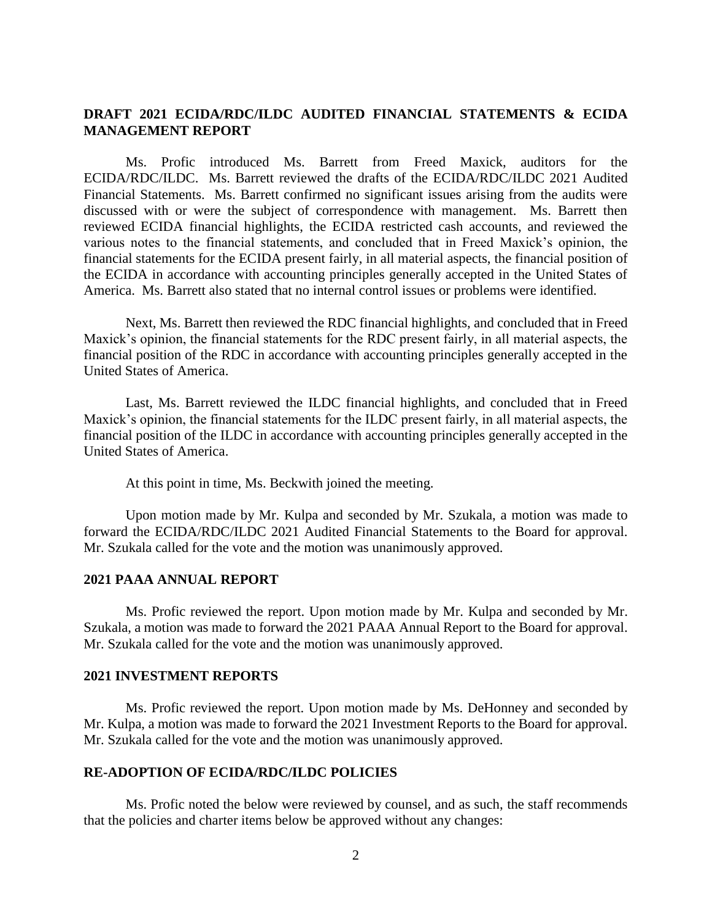## DRAFT 2021 ECIDA/RDC/ILDC AUDITED FINANCIAL STATEMENTS & ECIDA MANAGEMENT REPORT

Ms. Profic introduced Ms. Barrett from Freed Maxick, auditors for the ECIDA/RDC/ILDC. Ms. Barrett reviewed the drafts of the ECIDA/RDC/ILDC 2021 Audited Financial Statements. Ms. Barrett confirmed no significant issues arising from the audits were discussed with or were the subject of correspondence with management. Ms. Barrett then reviewed ECIDA financial highlights, the ECIDA restricted cash accounts, and reviewed the various notes to the financial statements, and concluded that in Freed Maxick's opinion, the financial statements for the ECIDA present fairly, in all material aspects, the financial position of the ECIDA in accordance with accounting principles generally accepted in the United States of America. Ms. Barrett also stated that no internal control issues or problems were identified.

Next, Ms. Barrett then reviewed the RDC financial highlights, and concluded that in Freed Maxick's opinion, the financial statements for the RDC present fairly, in all material aspects, the financial position of the RDC in accordance with accounting principles generally accepted in the United States of America.

Last, Ms. Barrett reviewed the ILDC financial highlights, and concluded that in Freed Maxick's opinion, the financial statements for the ILDC present fairly, in all material aspects, the financial position of the ILDC in accordance with accounting principles generally accepted in the United States of America.

At this point in time, Ms. Beckwith joined the meeting.

Upon motion made by Mr. Kulpa and seconded by Mr. Szukala, a motion was made to forward the ECIDA/RDC/ILDC 2021 Audited Financial Statements to the Board for approval. Mr. Szukala called for the vote and the motion was unanimously approved.

## 2021 PAAA ANNUAL REPORT

Ms. Profic reviewed the report. Upon motion made by Mr. Kulpa and seconded by Mr. Szukala, a motion was made to forward the 2021 PAAA Annual Report to the Board for approval. Mr. Szukala called for the vote and the motion was unanimously approved.

## 2021 INVESTMENT REPORTS

Ms. Profic reviewed the report. Upon motion made by Ms. DeHonney and seconded by Mr. Kulpa, a motion was made to forward the 2021 Investment Reports to the Board for approval. Mr. Szukala called for the vote and the motion was unanimously approved.

## RE-ADOPTION OF ECIDA/RDC/ILDC POLICIES

Ms. Profic noted the below were reviewed by counsel, and as such, the staff recommends that the policies and charter items below be approved without any changes: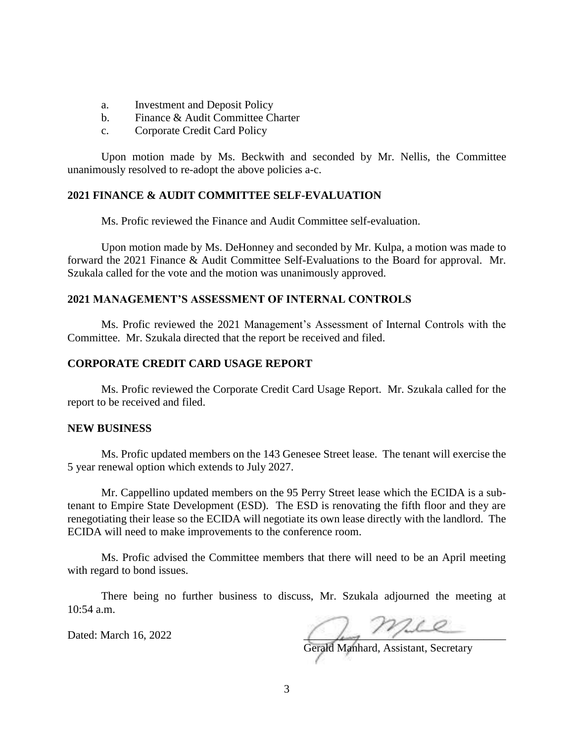a. Investment and Deposit Policy
b. Finance & Audit Committee Charter
c. Corporate Credit Card Policy

Upon motion made by Ms. Beckwith and seconded by Mr. Nellis, the Committee unanimously resolved to re-adopt the above policies a-c.

**2021 FINANCE & AUDIT COMMITTEE SELF-EVALUATION**

Ms. Profic reviewed the Finance and Audit Committee self-evaluation.

Upon motion made by Ms. DeHonney and seconded by Mr. Kulpa, a motion was made to forward the 2021 Finance & Audit Committee Self-Evaluations to the Board for approval. Mr. Szukala called for the vote and the motion was unanimously approved.

**2021 MANAGEMENT'S ASSESSMENT OF INTERNAL CONTROLS**

Ms. Profic reviewed the 2021 Management's Assessment of Internal Controls with the Committee. Mr. Szukala directed that the report be received and filed.

**CORPORATE CREDIT CARD USAGE REPORT**

Ms. Profic reviewed the Corporate Credit Card Usage Report. Mr. Szukala called for the report to be received and filed.

**NEW BUSINESS**

Ms. Profic updated members on the 143 Genesee Street lease. The tenant will exercise the 5 year renewal option which extends to July 2027.

Mr. Cappellino updated members on the 95 Perry Street lease which the ECIDA is a sub-tenant to Empire State Development (ESD). The ESD is renovating the fifth floor and they are renegotiating their lease so the ECIDA will negotiate its own lease directly with the landlord. The ECIDA will need to make improvements to the conference room.

Ms. Profic advised the Committee members that there will need to be an April meeting with regard to bond issues.

There being no further business to discuss, Mr. Szukala adjourned the meeting at 10:54 a.m.

Dated: March 16, 2022

Gerald Manhard, Assistant, Secretary